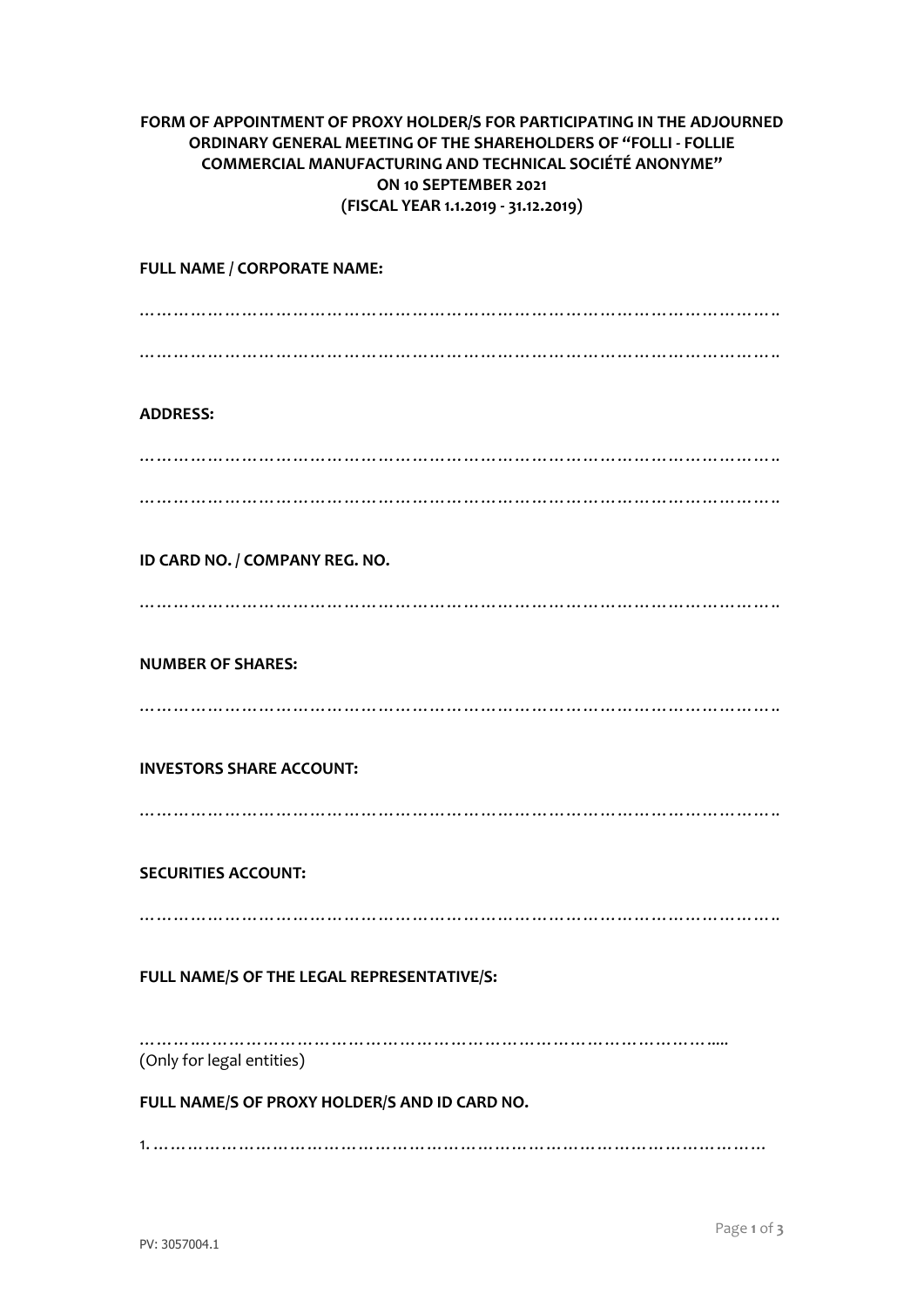**FORM OF APPOINTMENT OF PROXY HOLDER/S FOR PARTICIPATING IN THE ADJOURNED ORDINARY GENERAL MEETING OF THE SHAREHOLDERS OF "FOLLI - FOLLIE COMMERCIAL MANUFACTURING AND TECHNICAL SOCIÉTÉ ANONYME" ON 10 SEPTEMBER 2021 (FISCAL YEAR 1.1.2019 - 31.12.2019)**

**FULL NAME / CORPORATE NAME:**

……………………………………………………………………………………………………….

……………………………………………………………………………………………………….

**ADDRESS:**

……………………………………………………………………………………………………….

……………………………………………………………………………………………………….

**ID CARD NO. / COMPANY REG. NO.**

……………………………………………………………………………………………………….

**NUMBER OF SHARES:**

……………………………………………………………………………………………………….

**INVESTORS SHARE ACCOUNT:**

……………………………………………………………………………………………………….

**SECURITIES ACCOUNT:**

……………………………………………………………………………………………………….

**FULL NAME/S OF THE LEGAL REPRESENTATIVE/S:**

……………………………………………………………………………………………….....

(Only for legal entities)

**FULL NAME/S OF PROXY HOLDER/S AND ID CARD NO.**

1. ……………………………………………………………………………………………………

PV: 3057004.1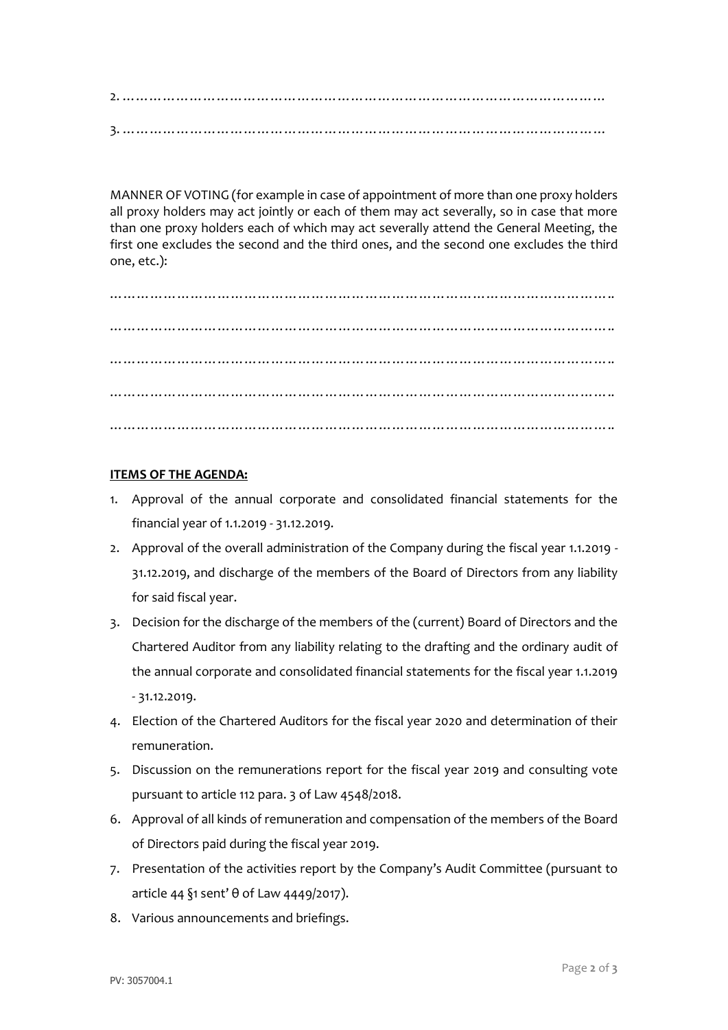2. ………………………………………………………………………………………………

3. ………………………………………………………………………………………………

MANNER OF VOTING (for example in case of appointment of more than one proxy holders all proxy holders may act jointly or each of them may act severally, so in case that more than one proxy holders each of which may act severally attend the General Meeting, the first one excludes the second and the third ones, and the second one excludes the third one, etc.):

…………………………………………………………………………………………………..

…………………………………………………………………………………………………..

…………………………………………………………………………………………………..

…………………………………………………………………………………………………..

…………………………………………………………………………………………………..

**ITEMS OF THE AGENDA:**

1. Approval of the annual corporate and consolidated financial statements for the financial year of 1.1.2019 - 31.12.2019.
2. Approval of the overall administration of the Company during the fiscal year 1.1.2019 - 31.12.2019, and discharge of the members of the Board of Directors from any liability for said fiscal year.
3. Decision for the discharge of the members of the (current) Board of Directors and the Chartered Auditor from any liability relating to the drafting and the ordinary audit of the annual corporate and consolidated financial statements for the fiscal year 1.1.2019 - 31.12.2019.
4. Election of the Chartered Auditors for the fiscal year 2020 and determination of their remuneration.
5. Discussion on the remunerations report for the fiscal year 2019 and consulting vote pursuant to article 112 para. 3 of Law 4548/2018.
6. Approval of all kinds of remuneration and compensation of the members of the Board of Directors paid during the fiscal year 2019.
7. Presentation of the activities report by the Company's Audit Committee (pursuant to article 44 §1 sent' θ of Law 4449/2017).
8. Various announcements and briefings.

PV: 3057004.1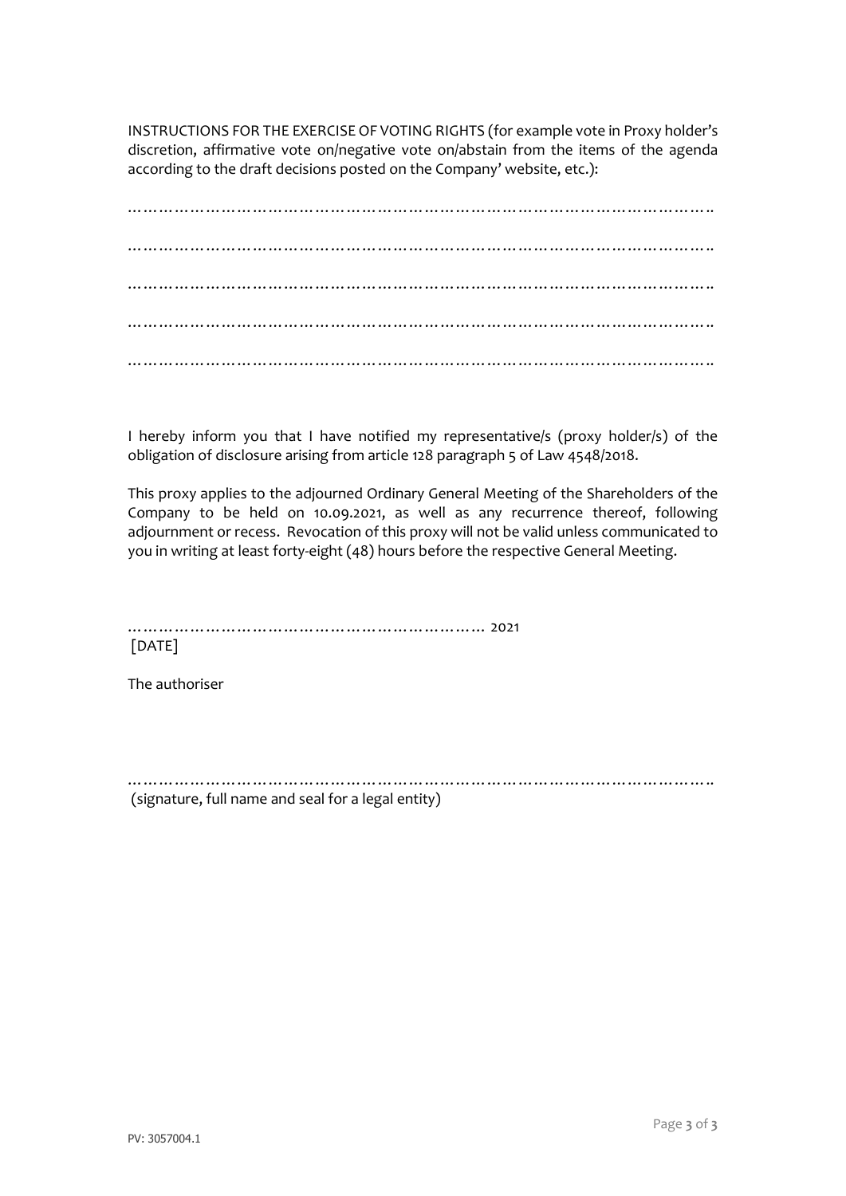INSTRUCTIONS FOR THE EXERCISE OF VOTING RIGHTS (for example vote in Proxy holder's discretion, affirmative vote on/negative vote on/abstain from the items of the agenda according to the draft decisions posted on the Company' website, etc.):

…………………………………………………………………………………………………….

…………………………………………………………………………………………………….

…………………………………………………………………………………………………….

…………………………………………………………………………………………………….

…………………………………………………………………………………………………….

I hereby inform you that I have notified my representative/s (proxy holder/s) of the obligation of disclosure arising from article 128 paragraph 5 of Law 4548/2018.

This proxy applies to the adjourned Ordinary General Meeting of the Shareholders of the Company to be held on 10.09.2021, as well as any recurrence thereof, following adjournment or recess. Revocation of this proxy will not be valid unless communicated to you in writing at least forty-eight (48) hours before the respective General Meeting.

…………………………………………………………… 2021
[DATE]

The authoriser

…………………………………………………………………………………………………….
(signature, full name and seal for a legal entity)

PV: 3057004.1